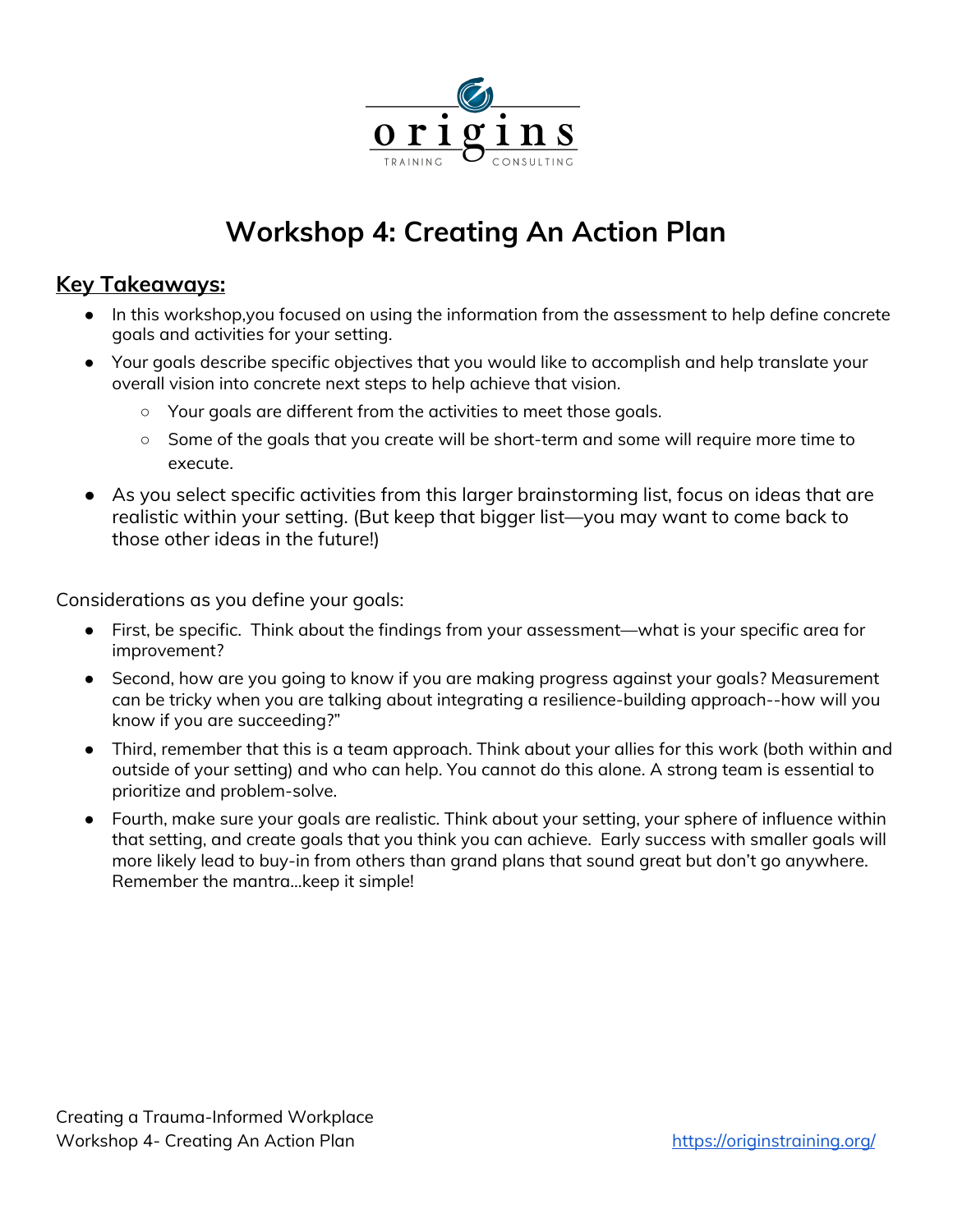# Workshop 4: Creating An Action Plan

## Key Takeaways:

- In this workshop,you focused on using the information from the assessment to help define concrete goals and activities for your setting.
- Your goals describe specific objectives that you would like to accomplish and help translate your overall vision into concrete next steps to help achieve that vision.
  - Your goals are different from the activities to meet those goals.
  - Some of the goals that you create will be short-term and some will require more time to execute.
- As you select specific activities from this larger brainstorming list, focus on ideas that are realistic within your setting. (But keep that bigger list—you may want to come back to those other ideas in the future!)

Considerations as you define your goals:

- First, be specific. Think about the findings from your assessment—what is your specific area for improvement?
- Second, how are you going to know if you are making progress against your goals? Measurement can be tricky when you are talking about integrating a resilience-building approach--how will you know if you are succeeding?"
- Third, remember that this is a team approach. Think about your allies for this work (both within and outside of your setting) and who can help. You cannot do this alone. A strong team is essential to prioritize and problem-solve.
- Fourth, make sure your goals are realistic. Think about your setting, your sphere of influence within that setting, and create goals that you think you can achieve. Early success with smaller goals will more likely lead to buy-in from others than grand plans that sound great but don't go anywhere. Remember the mantra...keep it simple!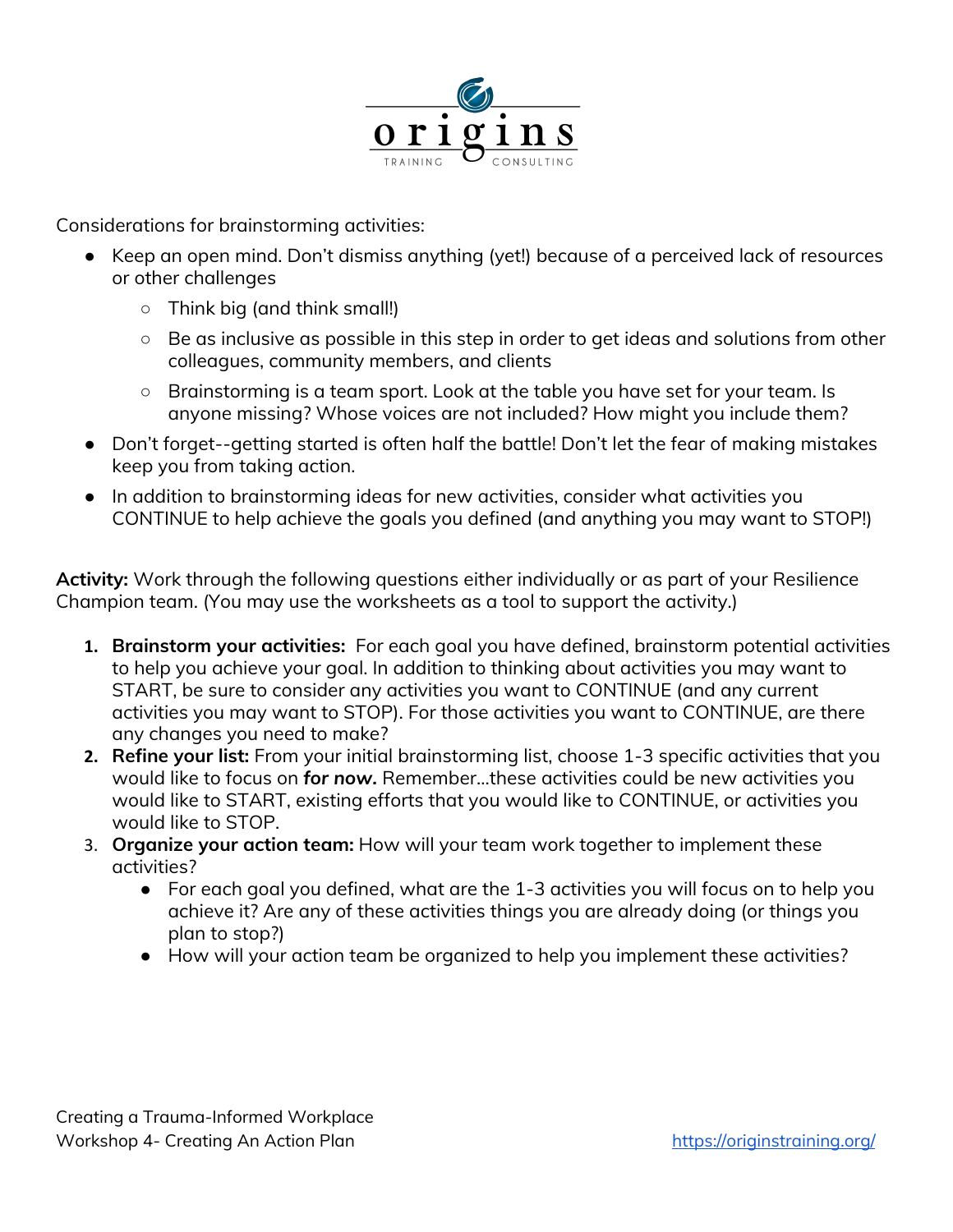Considerations for brainstorming activities:

- Keep an open mind. Don't dismiss anything (yet!) because of a perceived lack of resources or other challenges
  - Think big (and think small!)
  - Be as inclusive as possible in this step in order to get ideas and solutions from other colleagues, community members, and clients
  - Brainstorming is a team sport. Look at the table you have set for your team. Is anyone missing? Whose voices are not included? How might you include them?
- Don't forget--getting started is often half the battle! Don't let the fear of making mistakes keep you from taking action.
- In addition to brainstorming ideas for new activities, consider what activities you CONTINUE to help achieve the goals you defined (and anything you may want to STOP!)

**Activity:** Work through the following questions either individually or as part of your Resilience Champion team. (You may use the worksheets as a tool to support the activity.)

1. **Brainstorm your activities:** For each goal you have defined, brainstorm potential activities to help you achieve your goal. In addition to thinking about activities you may want to START, be sure to consider any activities you want to CONTINUE (and any current activities you may want to STOP). For those activities you want to CONTINUE, are there any changes you need to make?
2. **Refine your list:** From your initial brainstorming list, choose 1-3 specific activities that you would like to focus on ***for now.*** Remember…these activities could be new activities you would like to START, existing efforts that you would like to CONTINUE, or activities you would like to STOP.
3. **Organize your action team:** How will your team work together to implement these activities?
   - For each goal you defined, what are the 1-3 activities you will focus on to help you achieve it? Are any of these activities things you are already doing (or things you plan to stop?)
   - How will your action team be organized to help you implement these activities?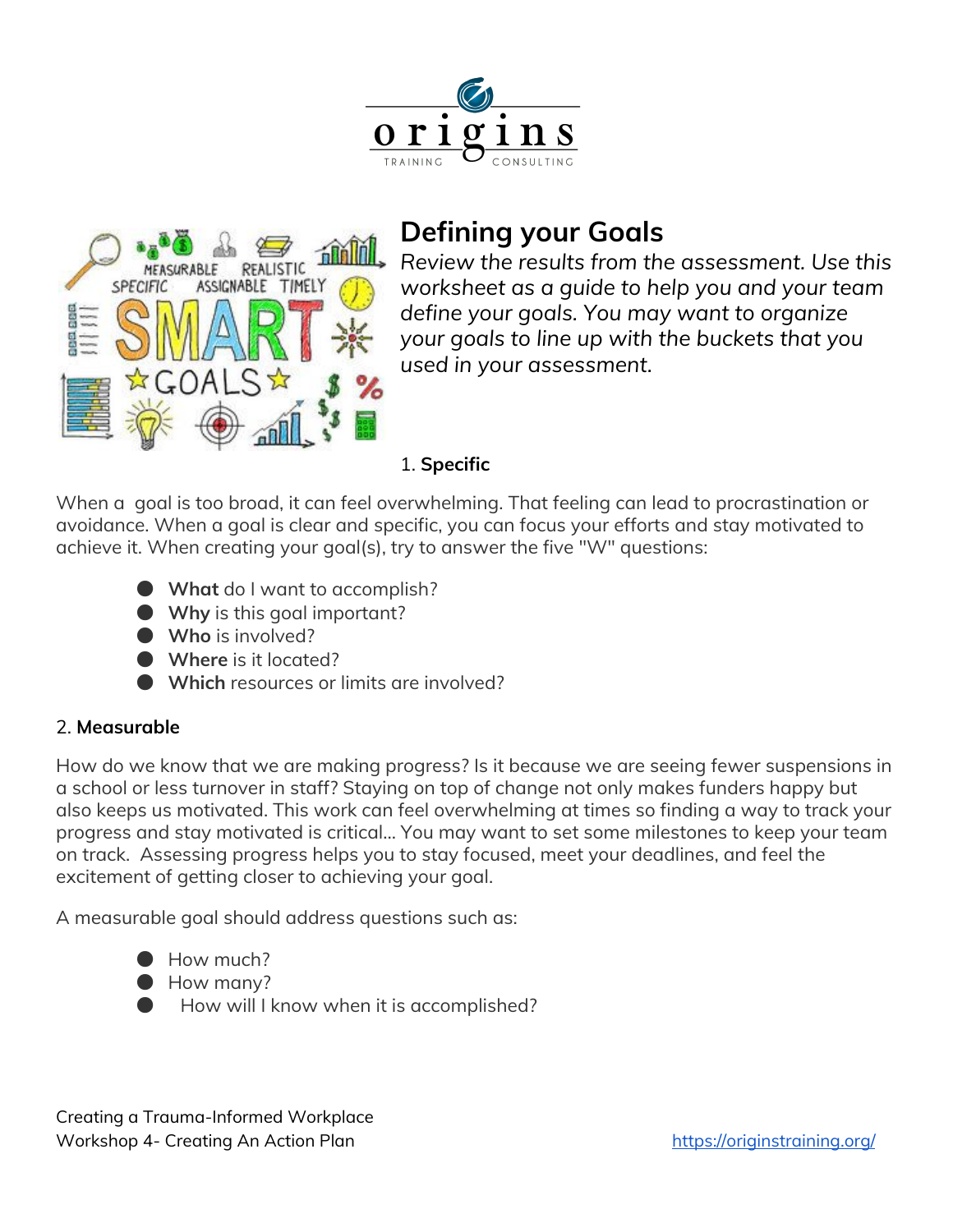# Defining your Goals

*Review the results from the assessment. Use this worksheet as a guide to help you and your team define your goals. You may want to organize your goals to line up with the buckets that you used in your assessment.*

1. **Specific**

When a goal is too broad, it can feel overwhelming. That feeling can lead to procrastination or avoidance. When a goal is clear and specific, you can focus your efforts and stay motivated to achieve it. When creating your goal(s), try to answer the five "W" questions:

- **What** do I want to accomplish?
- **Why** is this goal important?
- **Who** is involved?
- **Where** is it located?
- **Which** resources or limits are involved?

2. **Measurable**

How do we know that we are making progress? Is it because we are seeing fewer suspensions in a school or less turnover in staff? Staying on top of change not only makes funders happy but also keeps us motivated. This work can feel overwhelming at times so finding a way to track your progress and stay motivated is critical... You may want to set some milestones to keep your team on track. Assessing progress helps you to stay focused, meet your deadlines, and feel the excitement of getting closer to achieving your goal.

A measurable goal should address questions such as:

- How much?
- How many?
- How will I know when it is accomplished?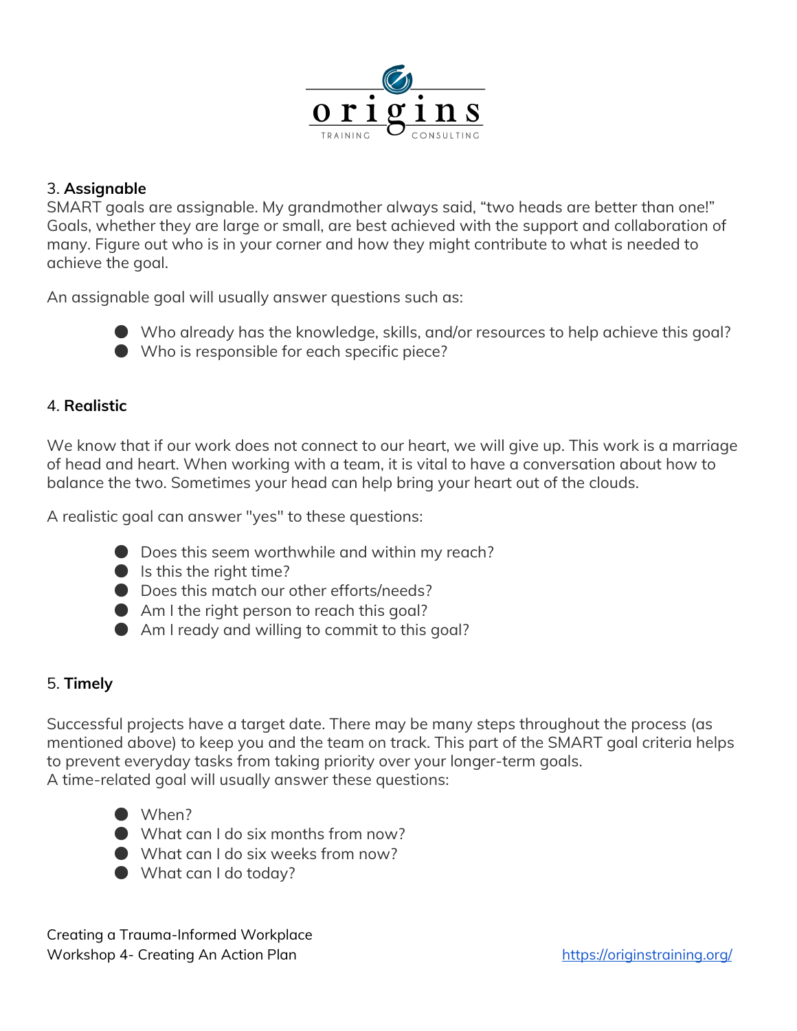3. **Assignable**

SMART goals are assignable. My grandmother always said, “two heads are better than one!” Goals, whether they are large or small, are best achieved with the support and collaboration of many. Figure out who is in your corner and how they might contribute to what is needed to achieve the goal.

An assignable goal will usually answer questions such as:

- Who already has the knowledge, skills, and/or resources to help achieve this goal?
- Who is responsible for each specific piece?

4. **Realistic**

We know that if our work does not connect to our heart, we will give up. This work is a marriage of head and heart. When working with a team, it is vital to have a conversation about how to balance the two. Sometimes your head can help bring your heart out of the clouds.

A realistic goal can answer "yes" to these questions:

- Does this seem worthwhile and within my reach?
- Is this the right time?
- Does this match our other efforts/needs?
- Am I the right person to reach this goal?
- Am I ready and willing to commit to this goal?

5. **Timely**

Successful projects have a target date. There may be many steps throughout the process (as mentioned above) to keep you and the team on track. This part of the SMART goal criteria helps to prevent everyday tasks from taking priority over your longer-term goals.
A time-related goal will usually answer these questions:

- When?
- What can I do six months from now?
- What can I do six weeks from now?
- What can I do today?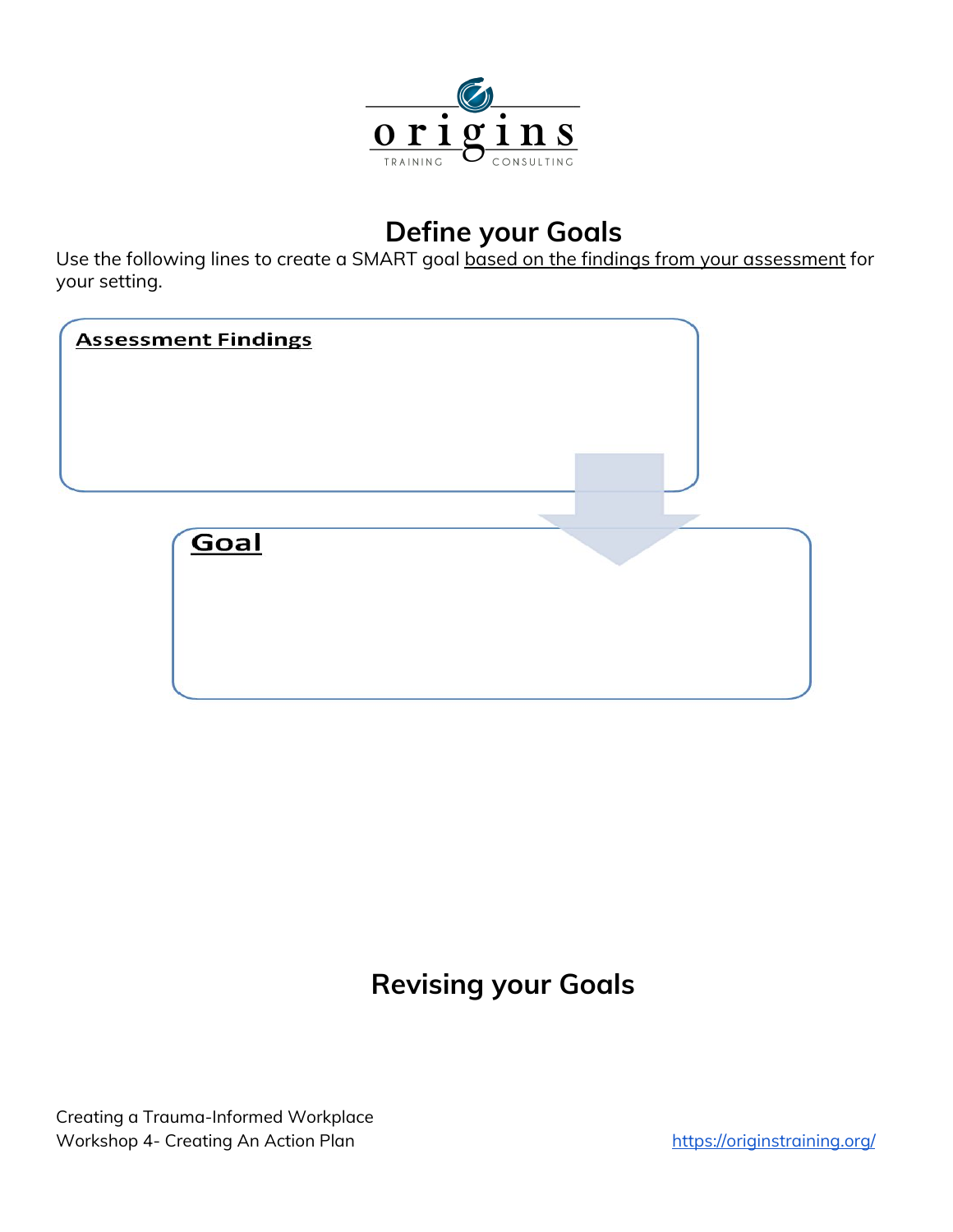## Define your Goals

Use the following lines to create a SMART goal based on the findings from your assessment for your setting.

**Assessment Findings**

**Goal**

## Revising your Goals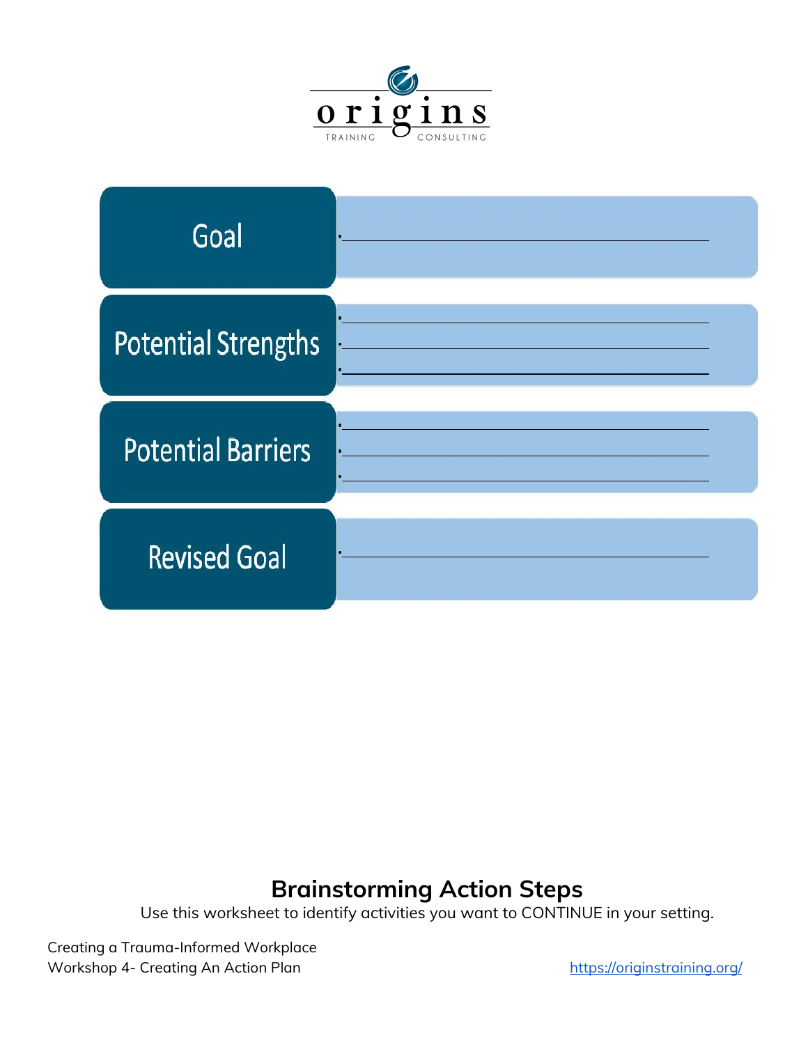origins
TRAINING CONSULTING

| Goal | • ____________________ |
| --- | --- |
| Potential Strengths | • ____________________<br>• ____________________<br>• ____________________ |
| Potential Barriers | • ____________________<br>• ____________________<br>• ____________________ |
| Revised Goal | • ____________________ |

## Brainstorming Action Steps

Use this worksheet to identify activities you want to CONTINUE in your setting.

Creating a Trauma-Informed Workplace
Workshop 4- Creating An Action Plan

https://originstraining.org/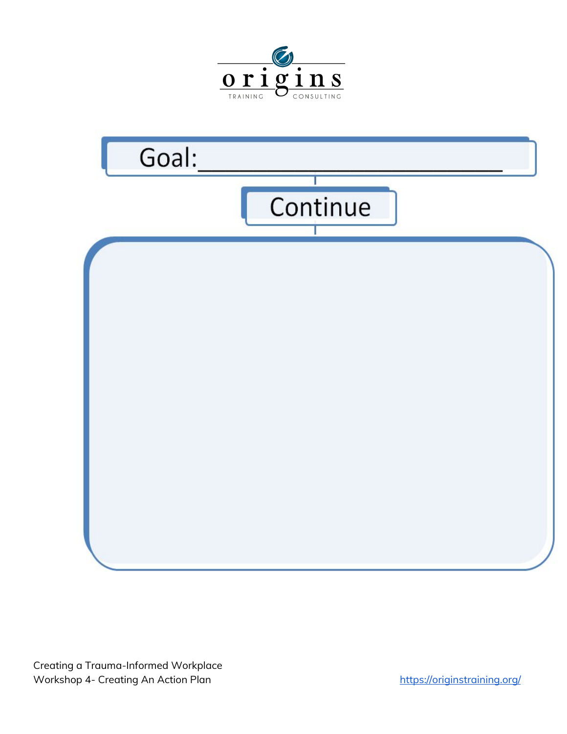Goal:______________________________

Continue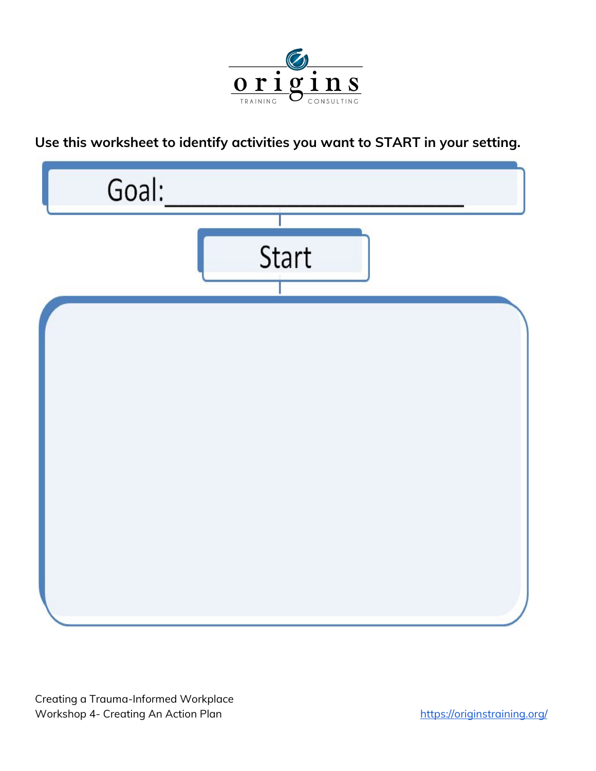**Use this worksheet to identify activities you want to START in your setting.**

Goal: ______________________________

Start

Creating a Trauma-Informed Workplace
Workshop 4- Creating An Action Plan

https://originstraining.org/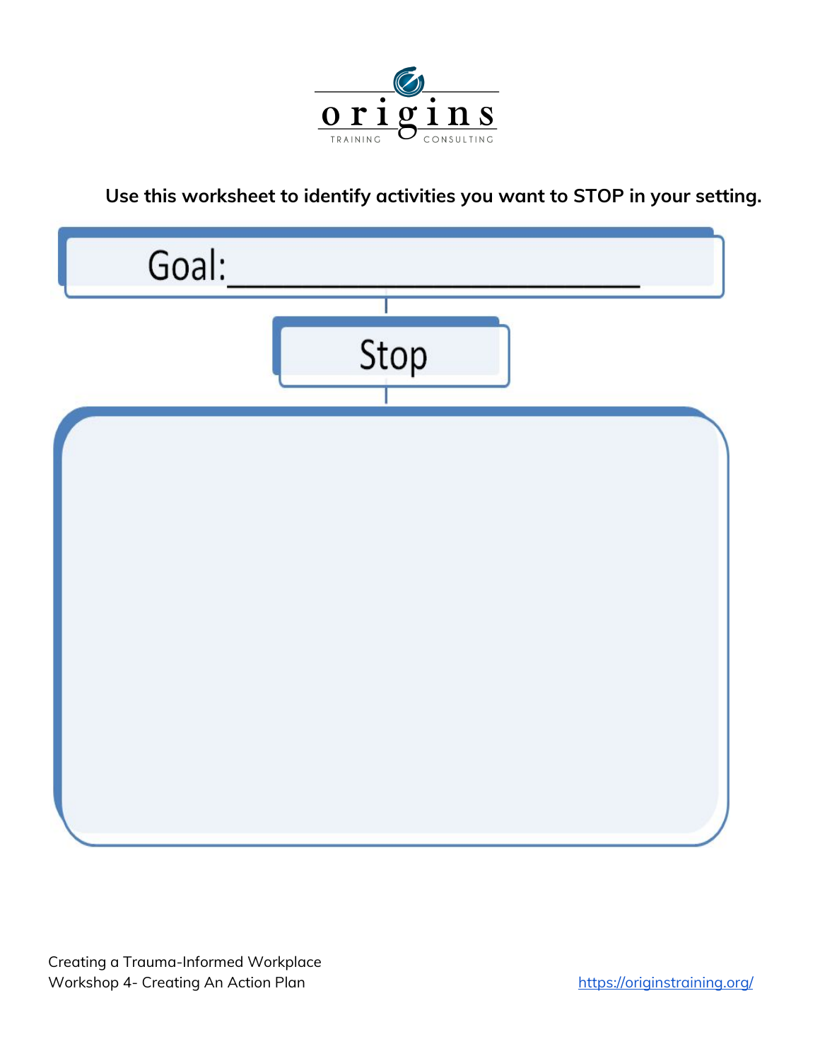**Use this worksheet to identify activities you want to STOP in your setting.**

Goal:\_\_\_\_\_\_\_\_\_\_\_\_\_\_\_\_\_\_\_\_\_\_\_\_\_\_\_\_\_\_

Stop

Creating a Trauma-Informed Workplace
Workshop 4- Creating An Action Plan

https://originstraining.org/